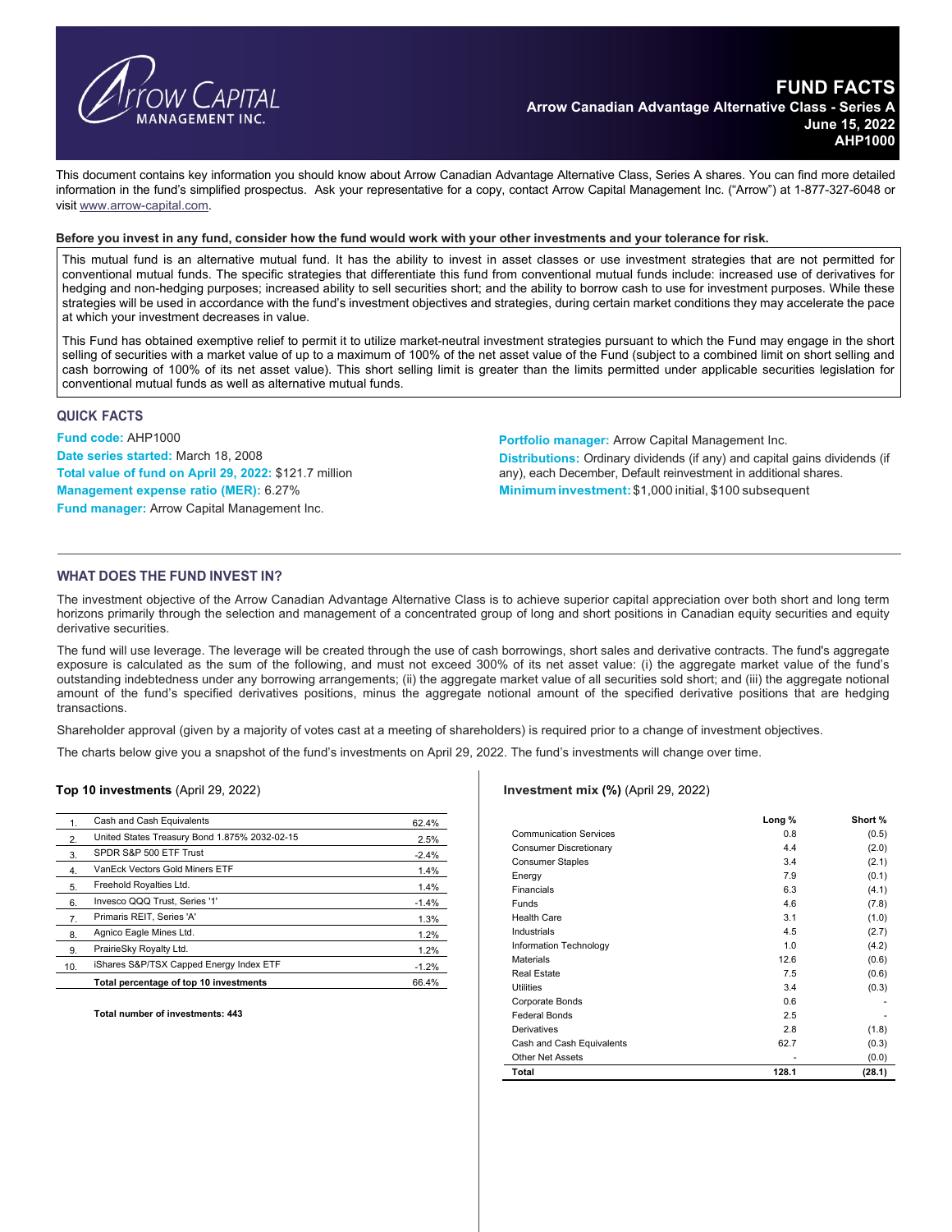# FUND FACTS

**Arrow Canadian Advantage Alternative Class - Series A**
**June 15, 2022**
**AHP1000**

This document contains key information you should know about Arrow Canadian Advantage Alternative Class, Series A shares. You can find more detailed information in the fund's simplified prospectus. Ask your representative for a copy, contact Arrow Capital Management Inc. ("Arrow") at 1-877-327-6048 or visit www.arrow-capital.com.

**Before you invest in any fund, consider how the fund would work with your other investments and your tolerance for risk.**

This mutual fund is an alternative mutual fund. It has the ability to invest in asset classes or use investment strategies that are not permitted for conventional mutual funds. The specific strategies that differentiate this fund from conventional mutual funds include: increased use of derivatives for hedging and non-hedging purposes; increased ability to sell securities short; and the ability to borrow cash to use for investment purposes. While these strategies will be used in accordance with the fund's investment objectives and strategies, during certain market conditions they may accelerate the pace at which your investment decreases in value.

This Fund has obtained exemptive relief to permit it to utilize market-neutral investment strategies pursuant to which the Fund may engage in the short selling of securities with a market value of up to a maximum of 100% of the net asset value of the Fund (subject to a combined limit on short selling and cash borrowing of 100% of its net asset value). This short selling limit is greater than the limits permitted under applicable securities legislation for conventional mutual funds as well as alternative mutual funds.

## QUICK FACTS

**Fund code:** AHP1000
**Date series started:** March 18, 2008
**Total value of fund on April 29, 2022:** $121.7 million
**Management expense ratio (MER):** 6.27%
**Fund manager:** Arrow Capital Management Inc.
**Portfolio manager:** Arrow Capital Management Inc.
**Distributions:** Ordinary dividends (if any) and capital gains dividends (if any), each December, Default reinvestment in additional shares.
**Minimum investment:** $1,000 initial, $100 subsequent

## WHAT DOES THE FUND INVEST IN?

The investment objective of the Arrow Canadian Advantage Alternative Class is to achieve superior capital appreciation over both short and long term horizons primarily through the selection and management of a concentrated group of long and short positions in Canadian equity securities and equity derivative securities.

The fund will use leverage. The leverage will be created through the use of cash borrowings, short sales and derivative contracts. The fund's aggregate exposure is calculated as the sum of the following, and must not exceed 300% of its net asset value: (i) the aggregate market value of the fund's outstanding indebtedness under any borrowing arrangements; (ii) the aggregate market value of all securities sold short; and (iii) the aggregate notional amount of the fund's specified derivatives positions, minus the aggregate notional amount of the specified derivative positions that are hedging transactions.

Shareholder approval (given by a majority of votes cast at a meeting of shareholders) is required prior to a change of investment objectives.

The charts below give you a snapshot of the fund's investments on April 29, 2022. The fund's investments will change over time.

**Top 10 investments** (April 29, 2022)

| | | |
|---|---|---|
| 1. | Cash and Cash Equivalents | 62.4% |
| 2. | United States Treasury Bond 1.875% 2032-02-15 | 2.5% |
| 3. | SPDR S&P 500 ETF Trust | -2.4% |
| 4. | VanEck Vectors Gold Miners ETF | 1.4% |
| 5. | Freehold Royalties Ltd. | 1.4% |
| 6. | Invesco QQQ Trust, Series '1' | -1.4% |
| 7. | Primaris REIT, Series 'A' | 1.3% |
| 8. | Agnico Eagle Mines Ltd. | 1.2% |
| 9. | PrairieSky Royalty Ltd. | 1.2% |
| 10. | iShares S&P/TSX Capped Energy Index ETF | -1.2% |
| | **Total percentage of top 10 investments** | 66.4% |

**Total number of investments: 443**

**Investment mix (%)** (April 29, 2022)

| | Long % | Short % |
|---|---|---|
| Communication Services | 0.8 | (0.5) |
| Consumer Discretionary | 4.4 | (2.0) |
| Consumer Staples | 3.4 | (2.1) |
| Energy | 7.9 | (0.1) |
| Financials | 6.3 | (4.1) |
| Funds | 4.6 | (7.8) |
| Health Care | 3.1 | (1.0) |
| Industrials | 4.5 | (2.7) |
| Information Technology | 1.0 | (4.2) |
| Materials | 12.6 | (0.6) |
| Real Estate | 7.5 | (0.6) |
| Utilities | 3.4 | (0.3) |
| Corporate Bonds | 0.6 | - |
| Federal Bonds | 2.5 | - |
| Derivatives | 2.8 | (1.8) |
| Cash and Cash Equivalents | 62.7 | (0.3) |
| Other Net Assets | - | (0.0) |
| **Total** | **128.1** | **(28.1)** |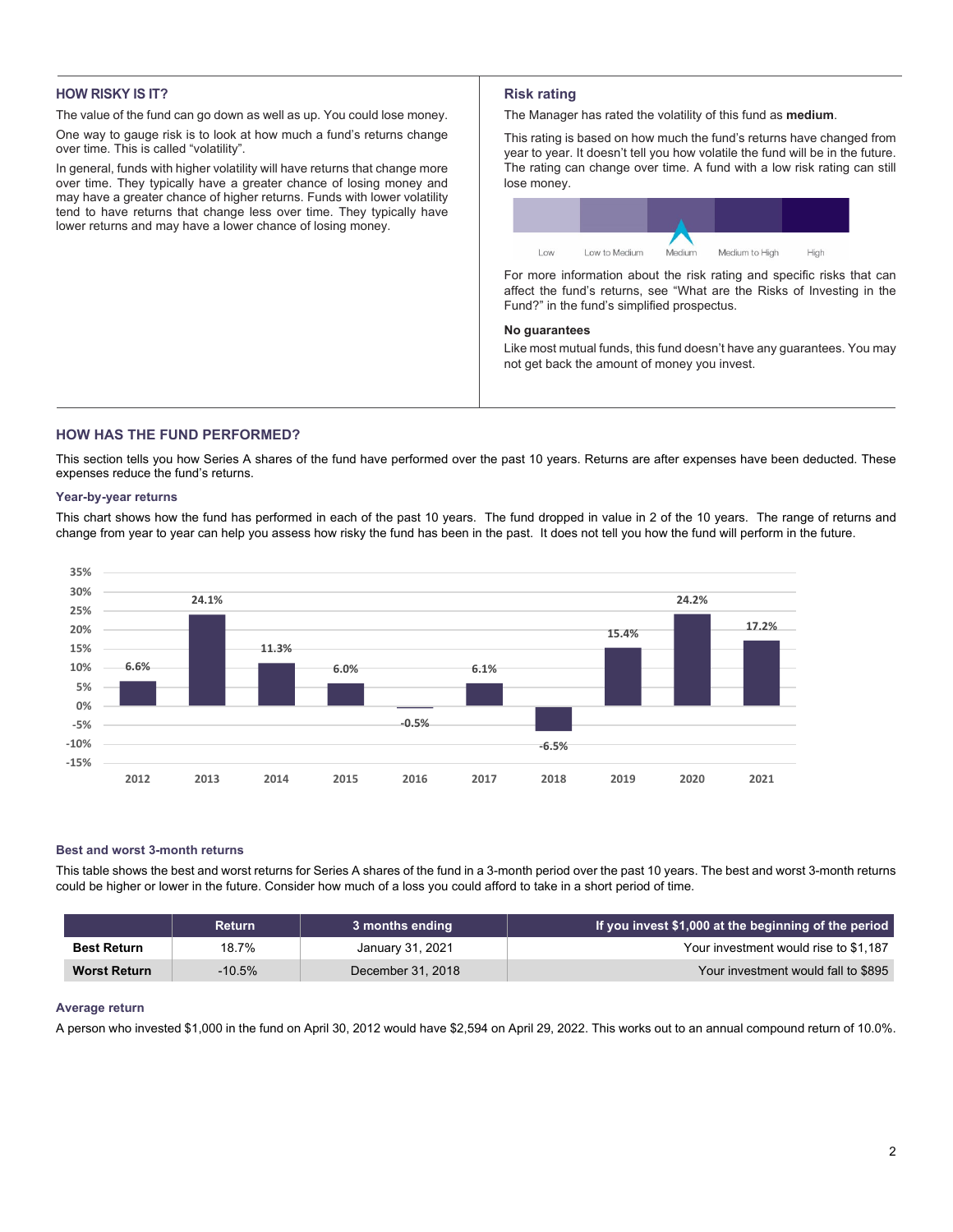## HOW RISKY IS IT?

The value of the fund can go down as well as up. You could lose money.

One way to gauge risk is to look at how much a fund's returns change over time. This is called "volatility".

In general, funds with higher volatility will have returns that change more over time. They typically have a greater chance of losing money and may have a greater chance of higher returns. Funds with lower volatility tend to have returns that change less over time. They typically have lower returns and may have a lower chance of losing money.

### Risk rating

The Manager has rated the volatility of this fund as **medium**.

This rating is based on how much the fund's returns have changed from year to year. It doesn't tell you how volatile the fund will be in the future. The rating can change over time. A fund with a low risk rating can still lose money.

| Low | Low to Medium | Medium | Medium to High | High |
|---|---|---|---|---|
| | | ▲ | | |

For more information about the risk rating and specific risks that can affect the fund's returns, see "What are the Risks of Investing in the Fund?" in the fund's simplified prospectus.

**No guarantees**

Like most mutual funds, this fund doesn't have any guarantees. You may not get back the amount of money you invest.

## HOW HAS THE FUND PERFORMED?

This section tells you how Series A shares of the fund have performed over the past 10 years. Returns are after expenses have been deducted. These expenses reduce the fund's returns.

### Year-by-year returns

This chart shows how the fund has performed in each of the past 10 years. The fund dropped in value in 2 of the 10 years. The range of returns and change from year to year can help you assess how risky the fund has been in the past. It does not tell you how the fund will perform in the future.

| Year | 2012 | 2013 | 2014 | 2015 | 2016 | 2017 | 2018 | 2019 | 2020 | 2021 |
|---|---|---|---|---|---|---|---|---|---|---|
| Return | 6.6% | 24.1% | 11.3% | 6.0% | -0.5% | 6.1% | -6.5% | 15.4% | 24.2% | 17.2% |

### Best and worst 3-month returns

This table shows the best and worst returns for Series A shares of the fund in a 3-month period over the past 10 years. The best and worst 3-month returns could be higher or lower in the future. Consider how much of a loss you could afford to take in a short period of time.

| | Return | 3 months ending | If you invest $1,000 at the beginning of the period |
|---|---|---|---|
| **Best Return** | 18.7% | January 31, 2021 | Your investment would rise to $1,187 |
| **Worst Return** | -10.5% | December 31, 2018 | Your investment would fall to $895 |

### Average return

A person who invested $1,000 in the fund on April 30, 2012 would have $2,594 on April 29, 2022. This works out to an annual compound return of 10.0%.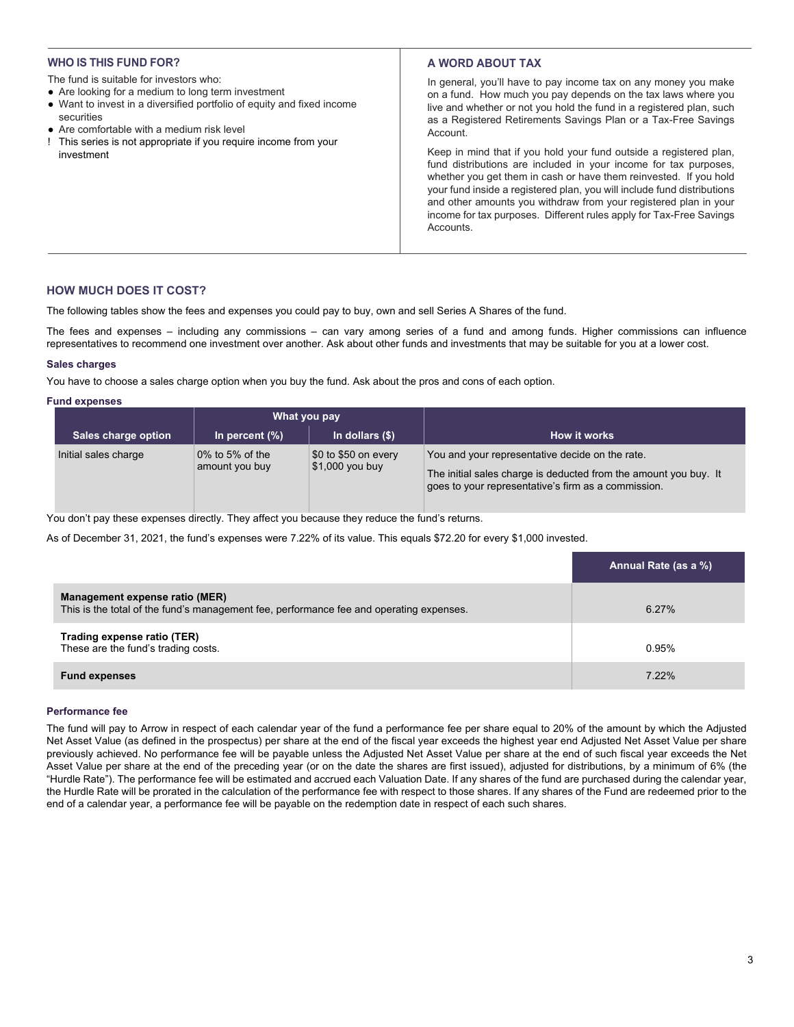## WHO IS THIS FUND FOR?

The fund is suitable for investors who:

- Are looking for a medium to long term investment
- Want to invest in a diversified portfolio of equity and fixed income securities
- Are comfortable with a medium risk level

! This series is not appropriate if you require income from your investment

## A WORD ABOUT TAX

In general, you'll have to pay income tax on any money you make on a fund. How much you pay depends on the tax laws where you live and whether or not you hold the fund in a registered plan, such as a Registered Retirements Savings Plan or a Tax-Free Savings Account.

Keep in mind that if you hold your fund outside a registered plan, fund distributions are included in your income for tax purposes, whether you get them in cash or have them reinvested. If you hold your fund inside a registered plan, you will include fund distributions and other amounts you withdraw from your registered plan in your income for tax purposes. Different rules apply for Tax-Free Savings Accounts.

## HOW MUCH DOES IT COST?

The following tables show the fees and expenses you could pay to buy, own and sell Series A Shares of the fund.

The fees and expenses – including any commissions – can vary among series of a fund and among funds. Higher commissions can influence representatives to recommend one investment over another. Ask about other funds and investments that may be suitable for you at a lower cost.

### Sales charges

You have to choose a sales charge option when you buy the fund. Ask about the pros and cons of each option.

### Fund expenses

| Sales charge option | What you pay | | How it works |
|---|---|---|---|
| | In percent (%) | In dollars ($) | |
| Initial sales charge | 0% to 5% of the amount you buy | $0 to $50 on every $1,000 you buy | You and your representative decide on the rate.<br><br>The initial sales charge is deducted from the amount you buy. It goes to your representative's firm as a commission. |

You don't pay these expenses directly. They affect you because they reduce the fund's returns.

As of December 31, 2021, the fund's expenses were 7.22% of its value. This equals $72.20 for every $1,000 invested.

| | Annual Rate (as a %) |
|---|---|
| **Management expense ratio (MER)**<br>This is the total of the fund's management fee, performance fee and operating expenses. | 6.27% |
| **Trading expense ratio (TER)**<br>These are the fund's trading costs. | 0.95% |
| **Fund expenses** | 7.22% |

### Performance fee

The fund will pay to Arrow in respect of each calendar year of the fund a performance fee per share equal to 20% of the amount by which the Adjusted Net Asset Value (as defined in the prospectus) per share at the end of the fiscal year exceeds the highest year end Adjusted Net Asset Value per share previously achieved. No performance fee will be payable unless the Adjusted Net Asset Value per share at the end of such fiscal year exceeds the Net Asset Value per share at the end of the preceding year (or on the date the shares are first issued), adjusted for distributions, by a minimum of 6% (the "Hurdle Rate"). The performance fee will be estimated and accrued each Valuation Date. If any shares of the fund are purchased during the calendar year, the Hurdle Rate will be prorated in the calculation of the performance fee with respect to those shares. If any shares of the Fund are redeemed prior to the end of a calendar year, a performance fee will be payable on the redemption date in respect of each such shares.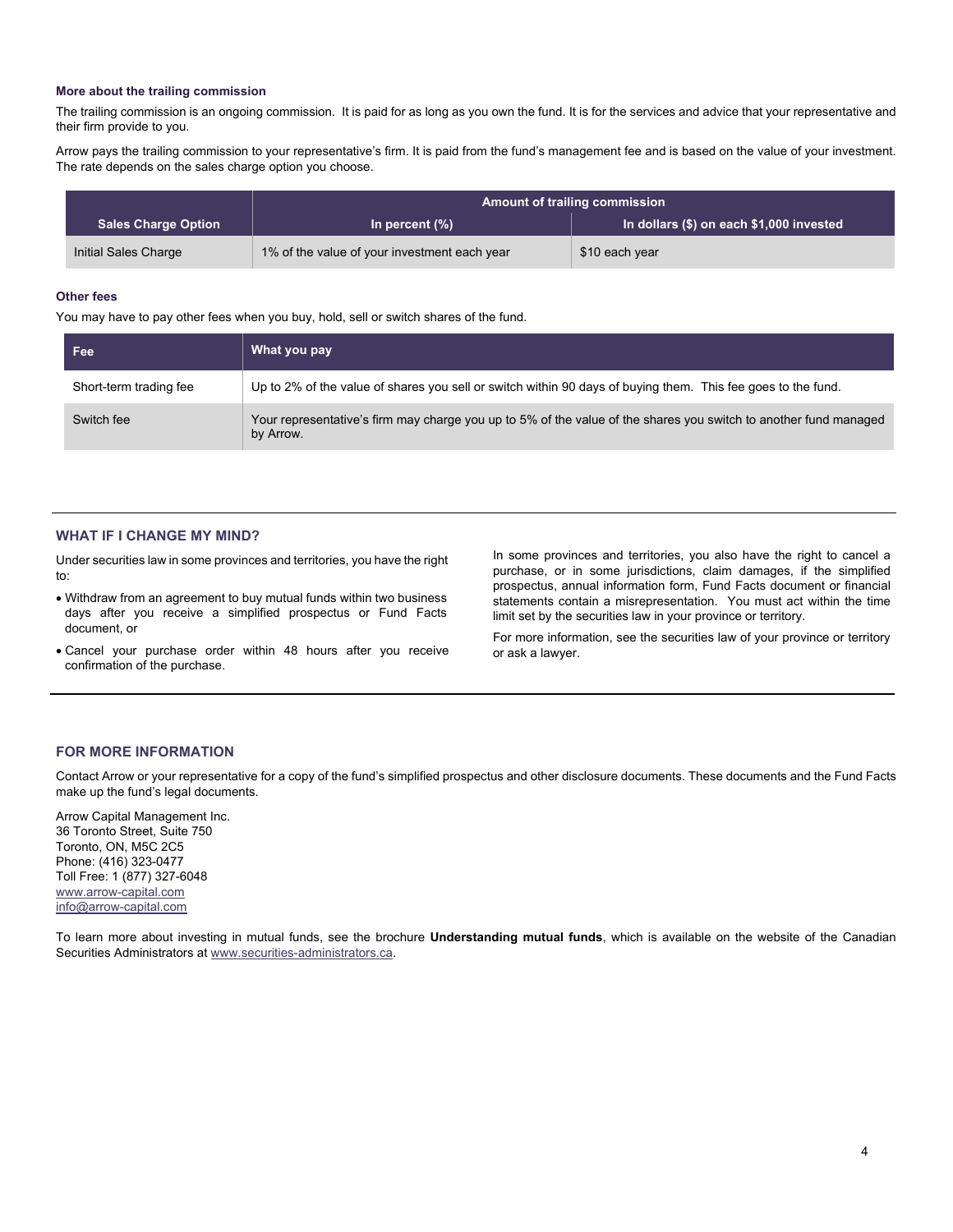### More about the trailing commission

The trailing commission is an ongoing commission. It is paid for as long as you own the fund. It is for the services and advice that your representative and their firm provide to you.

Arrow pays the trailing commission to your representative's firm. It is paid from the fund's management fee and is based on the value of your investment. The rate depends on the sales charge option you choose.

| | Amount of trailing commission | |
|---|---|---|
| **Sales Charge Option** | **In percent (%)** | **In dollars ($) on each $1,000 invested** |
| Initial Sales Charge | 1% of the value of your investment each year | $10 each year |

### Other fees

You may have to pay other fees when you buy, hold, sell or switch shares of the fund.

| Fee | What you pay |
|---|---|
| Short-term trading fee | Up to 2% of the value of shares you sell or switch within 90 days of buying them. This fee goes to the fund. |
| Switch fee | Your representative's firm may charge you up to 5% of the value of the shares you switch to another fund managed by Arrow. |

## WHAT IF I CHANGE MY MIND?

Under securities law in some provinces and territories, you have the right to:

- Withdraw from an agreement to buy mutual funds within two business days after you receive a simplified prospectus or Fund Facts document, or
- Cancel your purchase order within 48 hours after you receive confirmation of the purchase.

In some provinces and territories, you also have the right to cancel a purchase, or in some jurisdictions, claim damages, if the simplified prospectus, annual information form, Fund Facts document or financial statements contain a misrepresentation. You must act within the time limit set by the securities law in your province or territory.

For more information, see the securities law of your province or territory or ask a lawyer.

## FOR MORE INFORMATION

Contact Arrow or your representative for a copy of the fund's simplified prospectus and other disclosure documents. These documents and the Fund Facts make up the fund's legal documents.

Arrow Capital Management Inc.
36 Toronto Street, Suite 750
Toronto, ON, M5C 2C5
Phone: (416) 323-0477
Toll Free: 1 (877) 327-6048
www.arrow-capital.com
info@arrow-capital.com

To learn more about investing in mutual funds, see the brochure **Understanding mutual funds**, which is available on the website of the Canadian Securities Administrators at www.securities-administrators.ca.